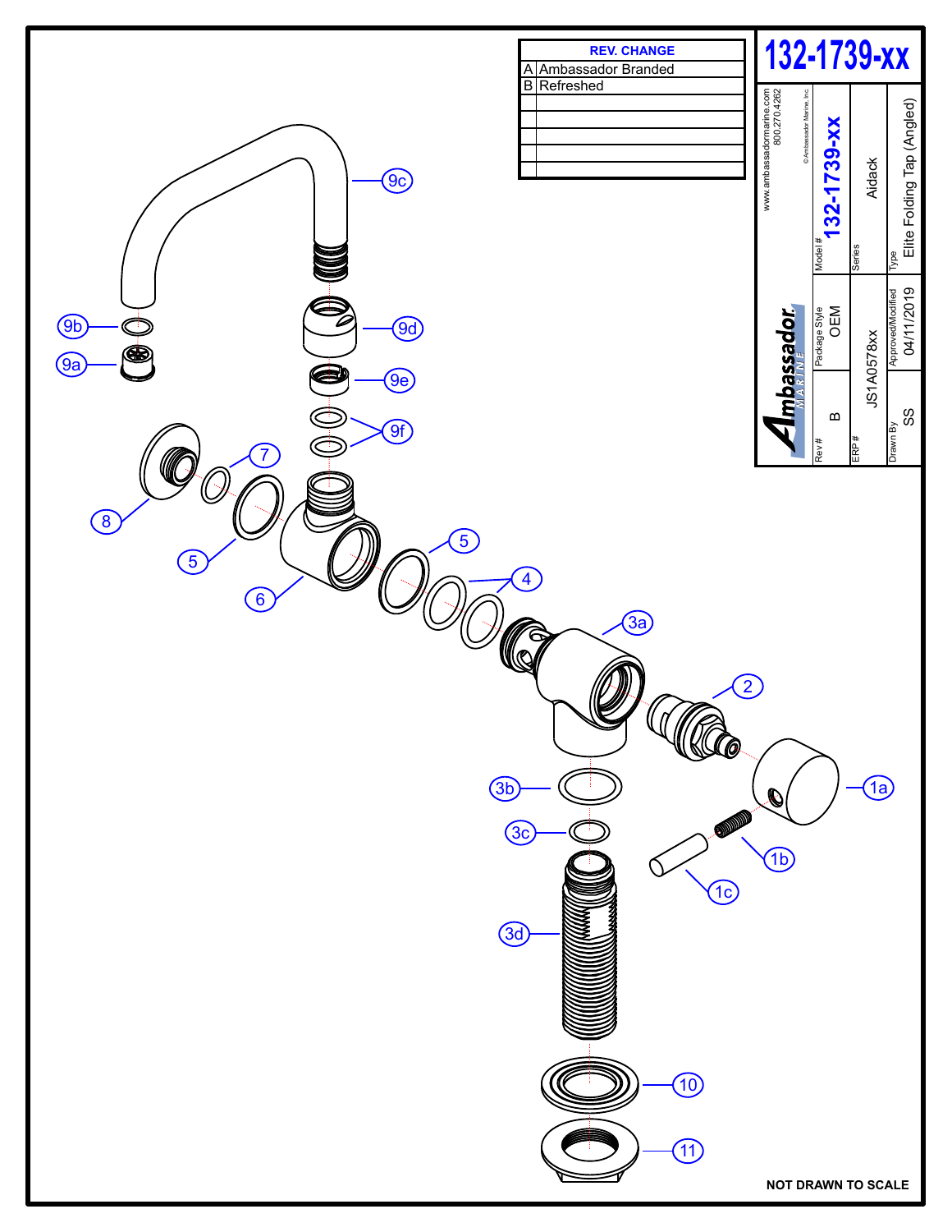# 132-1739-xx

| REV. | CHANGE |
| --- | --- |
| A | Ambassador Branded |
| B | Refreshed |
| | |
| | |
| | |
| | |
| | |

Ambassador MARINE

www.ambassadormarine.com
800.270.4262

© Ambassador Marine, Inc.

| Rev # | Package Style | Model # |
| --- | --- | --- |
| B | OEM | 132-1739-xx |
| ERP # | | Series |
| JS1A0578xx | | Aidack |
| Drawn By | Approved/Modified | Type |
| SS | 04/11/2019 | Elite Folding Tap (Angled) |

9c, 9b, 9d, 9a, 9e, 9f, 7, 8, 5, 6, 5, 4, 3a, 2, 1a, 3b, 3c, 1b, 1c, 3d, 10, 11

**NOT DRAWN TO SCALE**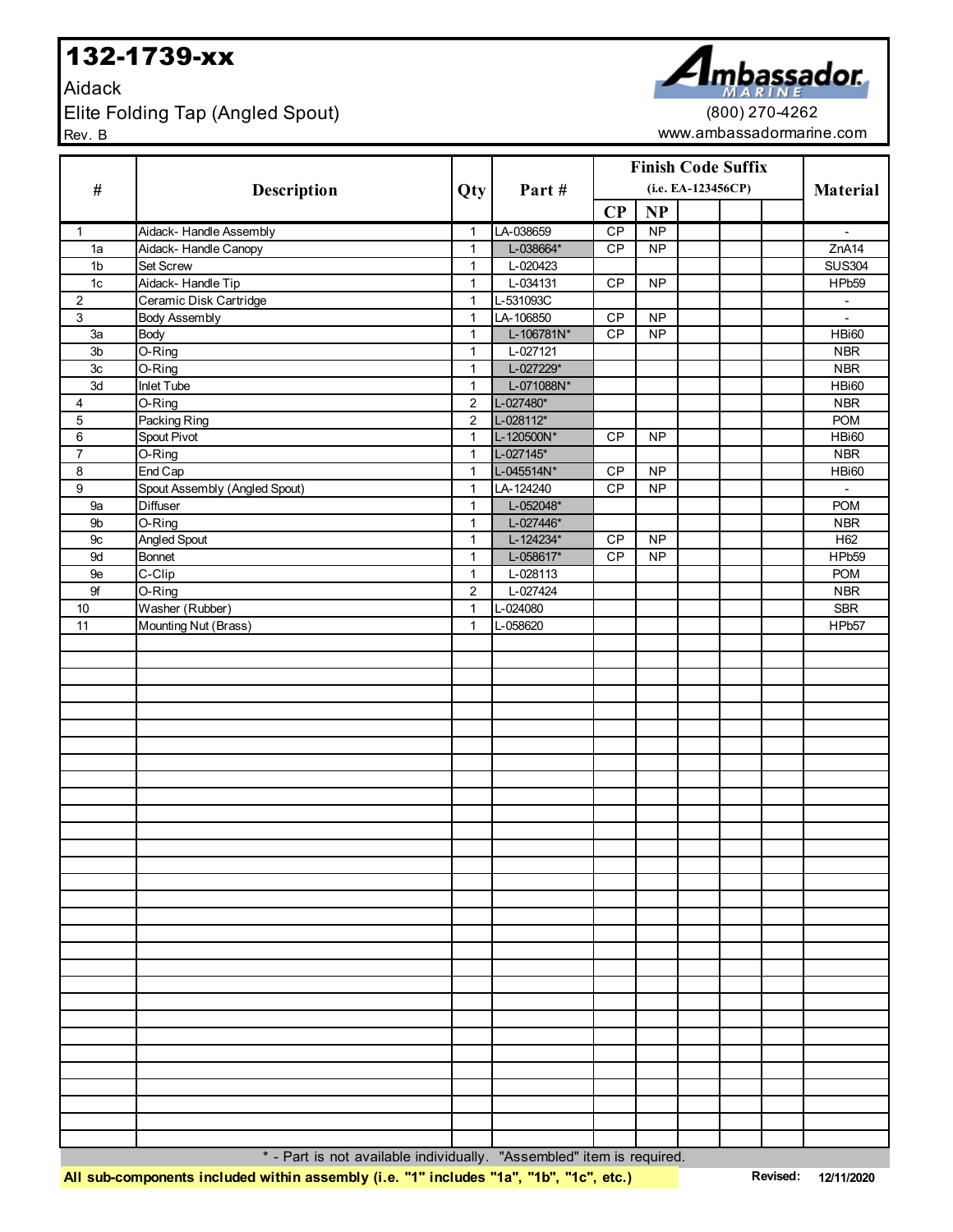# 132-1739-xx

Aidack

Elite Folding Tap (Angled Spout)

Rev. B

Ambassador MARINE

(800) 270-4262

www.ambassadormarine.com

| # | Description | Qty | Part # | Finish Code Suffix (i.e. EA-123456CP) | | | | | Material |
|---|---|---|---|---|---|---|---|---|---|
| | | | | CP | NP | | | | |
| 1 | Aidack- Handle Assembly | 1 | LA-038659 | CP | NP | | | | - |
| 1a | Aidack- Handle Canopy | 1 | L-038664* | CP | NP | | | | ZnA14 |
| 1b | Set Screw | 1 | L-020423 | | | | | | SUS304 |
| 1c | Aidack- Handle Tip | 1 | L-034131 | CP | NP | | | | HPb59 |
| 2 | Ceramic Disk Cartridge | 1 | L-531093C | | | | | | - |
| 3 | Body Assembly | 1 | LA-106850 | CP | NP | | | | - |
| 3a | Body | 1 | L-106781N* | CP | NP | | | | HBi60 |
| 3b | O-Ring | 1 | L-027121 | | | | | | NBR |
| 3c | O-Ring | 1 | L-027229* | | | | | | NBR |
| 3d | Inlet Tube | 1 | L-071088N* | | | | | | HBi60 |
| 4 | O-Ring | 2 | L-027480* | | | | | | NBR |
| 5 | Packing Ring | 2 | L-028112* | | | | | | POM |
| 6 | Spout Pivot | 1 | L-120500N* | CP | NP | | | | HBi60 |
| 7 | O-Ring | 1 | L-027145* | | | | | | NBR |
| 8 | End Cap | 1 | L-045514N* | CP | NP | | | | HBi60 |
| 9 | Spout Assembly (Angled Spout) | 1 | LA-124240 | CP | NP | | | | - |
| 9a | Diffuser | 1 | L-052048* | | | | | | POM |
| 9b | O-Ring | 1 | L-027446* | | | | | | NBR |
| 9c | Angled Spout | 1 | L-124234* | CP | NP | | | | H62 |
| 9d | Bonnet | 1 | L-058617* | CP | NP | | | | HPb59 |
| 9e | C-Clip | 1 | L-028113 | | | | | | POM |
| 9f | O-Ring | 2 | L-027424 | | | | | | NBR |
| 10 | Washer (Rubber) | 1 | L-024080 | | | | | | SBR |
| 11 | Mounting Nut (Brass) | 1 | L-058620 | | | | | | HPb57 |

\* - Part is not available individually. "Assembled" item is required.

**All sub-components included within assembly (i.e. "1" includes "1a", "1b", "1c", etc.)**

**Revised: 12/11/2020**